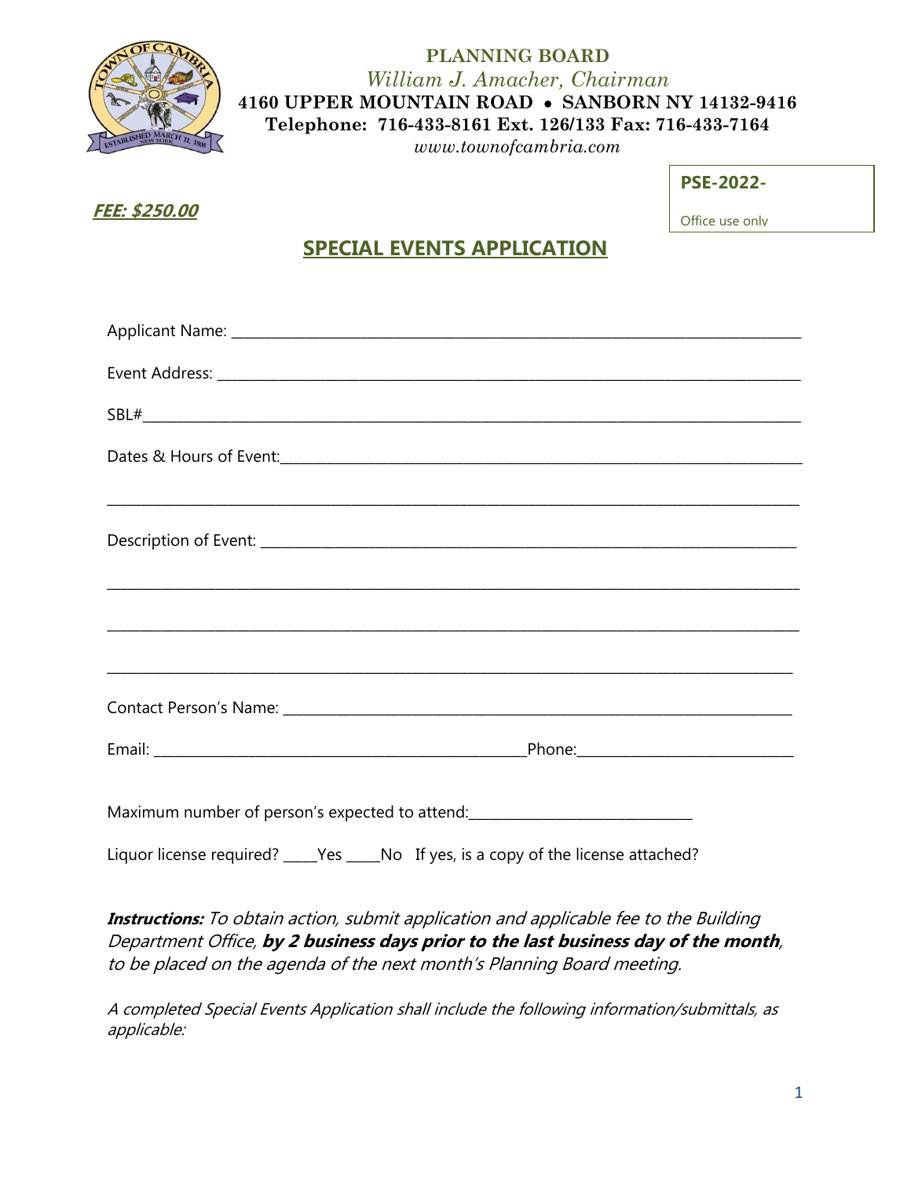**PLANNING BOARD**
*William J. Amacher, Chairman*
**4160 UPPER MOUNTAIN ROAD • SANBORN NY 14132-9416**
**Telephone: 716-433-8161 Ext. 126/133 Fax: 716-433-7164**
*www.townofcambria.com*

| **PSE-2022-** |
| --- |
| Office use only |

***FEE: $250.00***

# SPECIAL EVENTS APPLICATION

Applicant Name: ___________________________________________________________

Event Address: ___________________________________________________________

SBL#___________________________________________________________________

Dates & Hours of Event:____________________________________________________

_______________________________________________________________________

Description of Event: _______________________________________________________

_______________________________________________________________________

_______________________________________________________________________

_______________________________________________________________________

Contact Person's Name: _____________________________________________________

Email: ______________________________________ Phone:________________________

Maximum number of person's expected to attend:_______________________

Liquor license required? _____Yes _____No If yes, is a copy of the license attached?

***Instructions:*** *To obtain action, submit application and applicable fee to the Building Department Office,* ***by 2 business days prior to the last business day of the month****, to be placed on the agenda of the next month's Planning Board meeting.*

*A completed Special Events Application shall include the following information/submittals, as applicable:*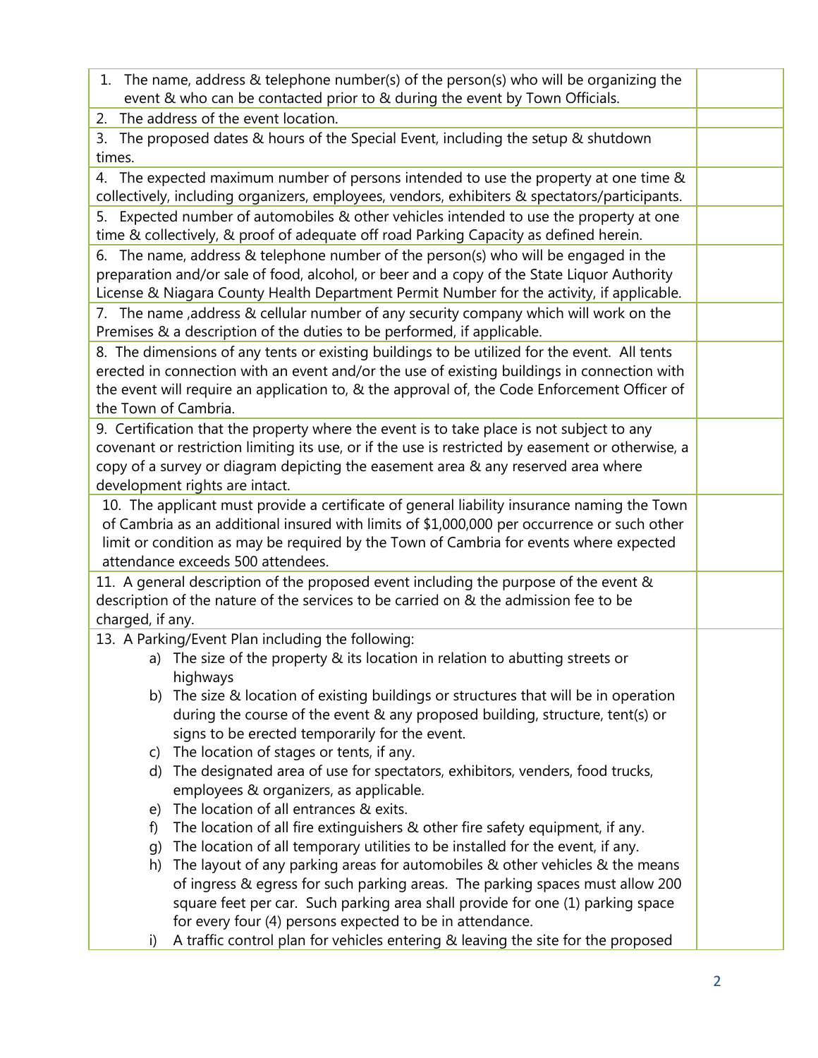| | |
|---|---|
| 1. The name, address & telephone number(s) of the person(s) who will be organizing the event & who can be contacted prior to & during the event by Town Officials. | |
| 2. The address of the event location. | |
| 3. The proposed dates & hours of the Special Event, including the setup & shutdown times. | |
| 4. The expected maximum number of persons intended to use the property at one time & collectively, including organizers, employees, vendors, exhibiters & spectators/participants. | |
| 5. Expected number of automobiles & other vehicles intended to use the property at one time & collectively, & proof of adequate off road Parking Capacity as defined herein. | |
| 6. The name, address & telephone number of the person(s) who will be engaged in the preparation and/or sale of food, alcohol, or beer and a copy of the State Liquor Authority License & Niagara County Health Department Permit Number for the activity, if applicable. | |
| 7. The name ,address & cellular number of any security company which will work on the Premises & a description of the duties to be performed, if applicable. | |
| 8. The dimensions of any tents or existing buildings to be utilized for the event. All tents erected in connection with an event and/or the use of existing buildings in connection with the event will require an application to, & the approval of, the Code Enforcement Officer of the Town of Cambria. | |
| 9. Certification that the property where the event is to take place is not subject to any covenant or restriction limiting its use, or if the use is restricted by easement or otherwise, a copy of a survey or diagram depicting the easement area & any reserved area where development rights are intact. | |
| 10. The applicant must provide a certificate of general liability insurance naming the Town of Cambria as an additional insured with limits of $1,000,000 per occurrence or such other limit or condition as may be required by the Town of Cambria for events where expected attendance exceeds 500 attendees. | |
| 11. A general description of the proposed event including the purpose of the event & description of the nature of the services to be carried on & the admission fee to be charged, if any. | |
| 13. A Parking/Event Plan including the following:<br>a) The size of the property & its location in relation to abutting streets or highways<br>b) The size & location of existing buildings or structures that will be in operation during the course of the event & any proposed building, structure, tent(s) or signs to be erected temporarily for the event.<br>c) The location of stages or tents, if any.<br>d) The designated area of use for spectators, exhibitors, venders, food trucks, employees & organizers, as applicable.<br>e) The location of all entrances & exits.<br>f) The location of all fire extinguishers & other fire safety equipment, if any.<br>g) The location of all temporary utilities to be installed for the event, if any.<br>h) The layout of any parking areas for automobiles & other vehicles & the means of ingress & egress for such parking areas. The parking spaces must allow 200 square feet per car. Such parking area shall provide for one (1) parking space for every four (4) persons expected to be in attendance.<br>i) A traffic control plan for vehicles entering & leaving the site for the proposed | |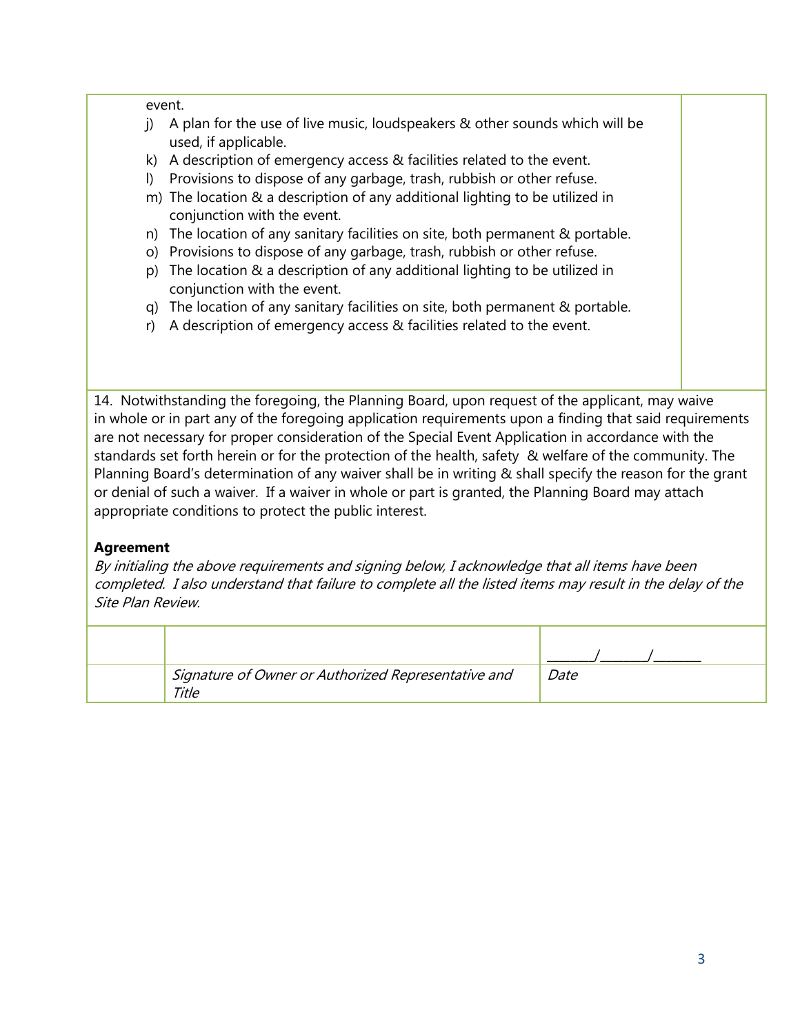event.

j) A plan for the use of live music, loudspeakers & other sounds which will be used, if applicable.
k) A description of emergency access & facilities related to the event.
l) Provisions to dispose of any garbage, trash, rubbish or other refuse.
m) The location & a description of any additional lighting to be utilized in conjunction with the event.
n) The location of any sanitary facilities on site, both permanent & portable.
o) Provisions to dispose of any garbage, trash, rubbish or other refuse.
p) The location & a description of any additional lighting to be utilized in conjunction with the event.
q) The location of any sanitary facilities on site, both permanent & portable.
r) A description of emergency access & facilities related to the event.

14. Notwithstanding the foregoing, the Planning Board, upon request of the applicant, may waive in whole or in part any of the foregoing application requirements upon a finding that said requirements are not necessary for proper consideration of the Special Event Application in accordance with the standards set forth herein or for the protection of the health, safety & welfare of the community. The Planning Board's determination of any waiver shall be in writing & shall specify the reason for the grant or denial of such a waiver. If a waiver in whole or part is granted, the Planning Board may attach appropriate conditions to protect the public interest.

**Agreement**

*By initialing the above requirements and signing below, I acknowledge that all items have been completed. I also understand that failure to complete all the listed items may result in the delay of the Site Plan Review.*

| | | |
|---|---|---|
| | | ________/________/________ |
| | *Signature of Owner or Authorized Representative and Title* | *Date* |